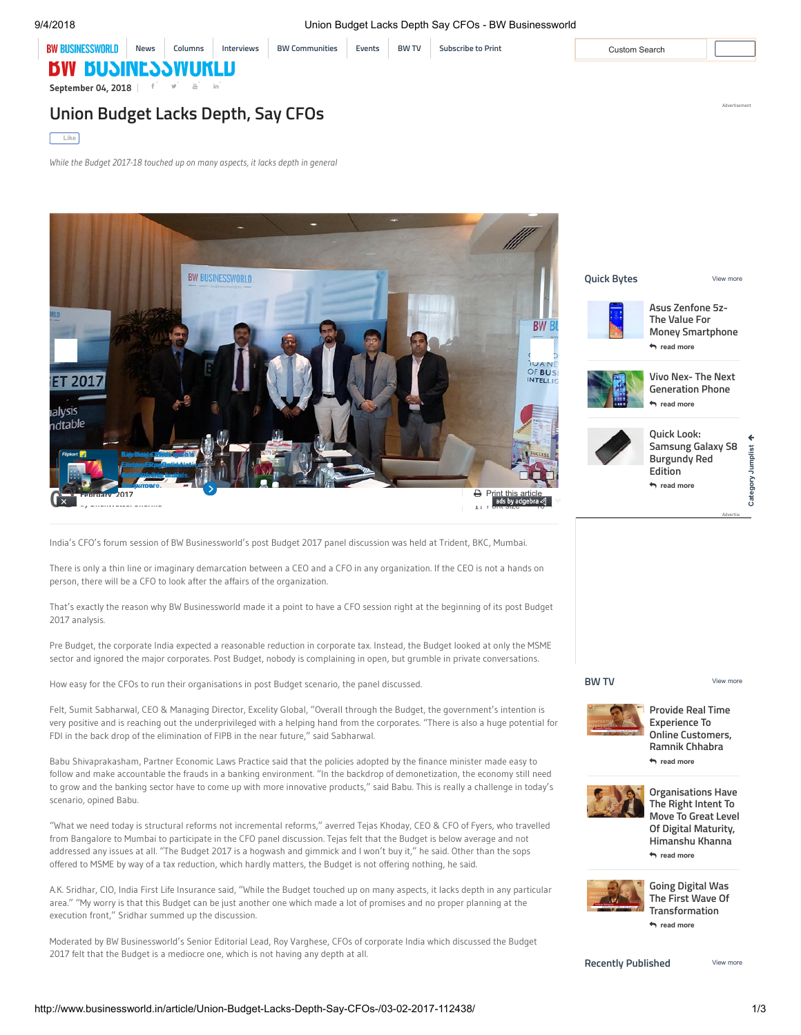# Union Budget Lacks Depth, Say CFOs

*While the Budget 2017-18 touched up on many aspects, it lacks depth in general*

India's CFO's forum session of BW Businessworld's post Budget 2017 panel discussion was held at Trident, BKC, Mumbai.

There is only a thin line or imaginary demarcation between a CEO and a CFO in any organization. If the CEO is not a hands on person, there will be a CFO to look after the affairs of the organization.

That's exactly the reason why BW Businessworld made it a point to have a CFO session right at the beginning of its post Budget 2017 analysis.

Pre Budget, the corporate India expected a reasonable reduction in corporate tax. Instead, the Budget looked at only the MSME sector and ignored the major corporates. Post Budget, nobody is complaining in open, but grumble in private conversations.

How easy for the CFOs to run their organisations in post Budget scenario, the panel discussed.

Felt, Sumit Sabharwal, CEO & Managing Director, Excelity Global, "Overall through the Budget, the government's intention is very positive and is reaching out the underprivileged with a helping hand from the corporates. "There is also a huge potential for FDI in the back drop of the elimination of FIPB in the near future," said Sabharwal.

Babu Shivaprakasham, Partner Economic Laws Practice said that the policies adopted by the finance minister made easy to follow and make accountable the frauds in a banking environment. "In the backdrop of demonetization, the economy still need to grow and the banking sector have to come up with more innovative products," said Babu. This is really a challenge in today's scenario, opined Babu.

"What we need today is structural reforms not incremental reforms," averred Tejas Khoday, CEO & CFO of Fyers, who travelled from Bangalore to Mumbai to participate in the CFO panel discussion. Tejas felt that the Budget is below average and not addressed any issues at all. "The Budget 2017 is a hogwash and gimmick and I won't buy it," he said. Other than the sops offered to MSME by way of a tax reduction, which hardly matters, the Budget is not offering nothing, he said.

A.K. Sridhar, CIO, India First Life Insurance said, "While the Budget touched up on many aspects, it lacks depth in any particular area." "My worry is that this Budget can be just another one which made a lot of promises and no proper planning at the execution front," Sridhar summed up the discussion.

Moderated by BW Businessworld's Senior Editorial Lead, Roy Varghese, CFOs of corporate India which discussed the Budget 2017 felt that the Budget is a mediocre one, which is not having any depth at all.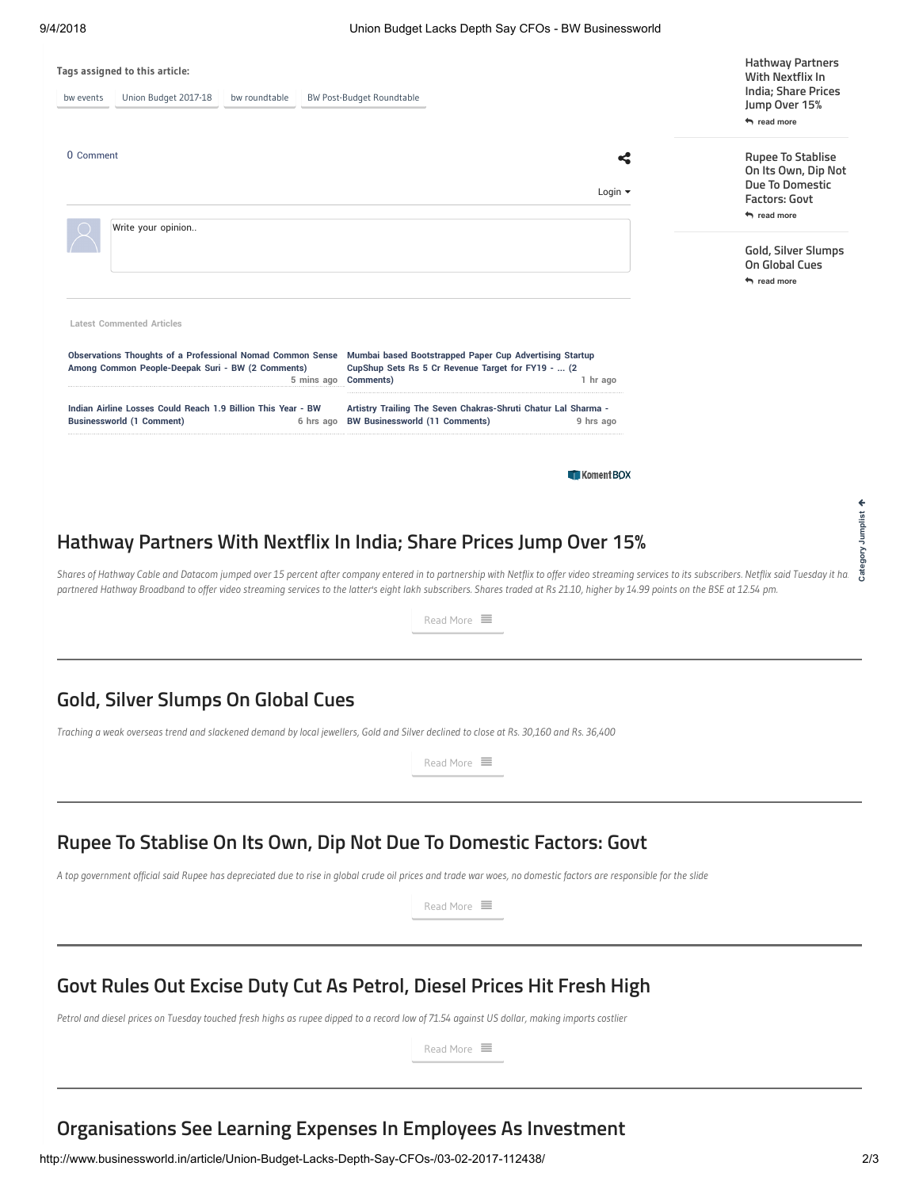Tags assigned to this article:

bw events | Union Budget 2017-18 | bw roundtable | BW Post-Budget Roundtable

0 Comment

Login

Write your opinion..

Latest Commented Articles

**Observations Thoughts of a Professional Nomad Common Sense Among Common People-Deepak Suri - BW (2 Comments)** 5 mins ago

**Mumbai based Bootstrapped Paper Cup Advertising Startup CupShup Sets Rs 5 Cr Revenue Target for FY19 - ... (2 Comments)** 1 hr ago

**Indian Airline Losses Could Reach 1.9 Billion This Year - BW Businessworld (1 Comment)** 6 hrs ago

**Artistry Trailing The Seven Chakras-Shruti Chatur Lal Sharma - BW Businessworld (11 Comments)** 9 hrs ago

KomentBOX

**Hathway Partners With Nextflix In India; Share Prices Jump Over 15%**
read more

**Rupee To Stablise On Its Own, Dip Not Due To Domestic Factors: Govt**
read more

**Gold, Silver Slumps On Global Cues**
read more

Category Jumplist

## Hathway Partners With Nextflix In India; Share Prices Jump Over 15%

*Shares of Hathway Cable and Datacom jumped over 15 percent after company entered in to partnership with Netflix to offer video streaming services to its subscribers. Netflix said Tuesday it has partnered Hathway Broadband to offer video streaming services to the latter's eight lakh subscribers. Shares traded at Rs 21.10, higher by 14.99 points on the BSE at 12.54 pm.*

Read More

## Gold, Silver Slumps On Global Cues

*Traching a weak overseas trend and slackened demand by local jewellers, Gold and Silver declined to close at Rs. 30,160 and Rs. 36,400*

Read More

## Rupee To Stablise On Its Own, Dip Not Due To Domestic Factors: Govt

*A top government official said Rupee has depreciated due to rise in global crude oil prices and trade war woes, no domestic factors are responsible for the slide*

Read More

## Govt Rules Out Excise Duty Cut As Petrol, Diesel Prices Hit Fresh High

*Petrol and diesel prices on Tuesday touched fresh highs as rupee dipped to a record low of 71.54 against US dollar, making imports costlier*

Read More

## Organisations See Learning Expenses In Employees As Investment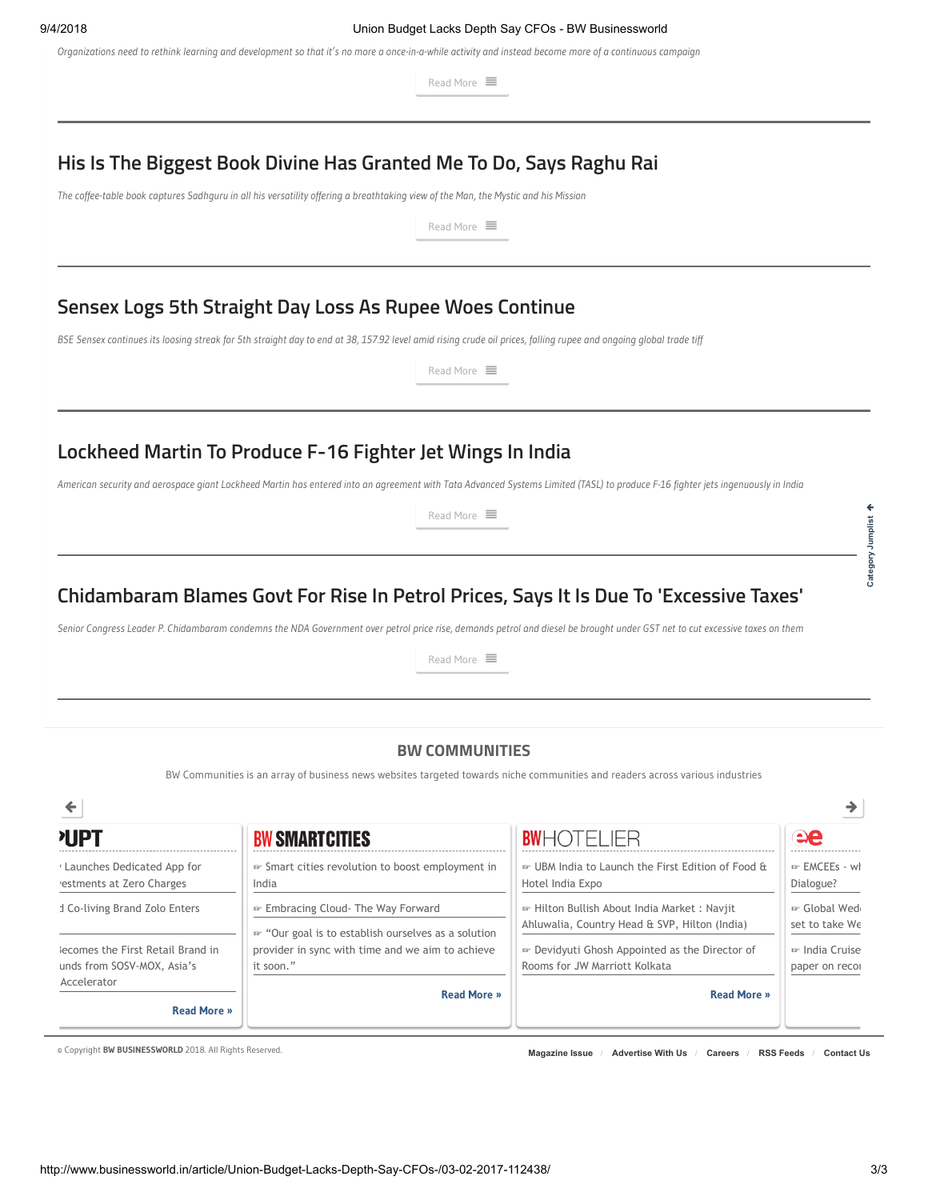*Organizations need to rethink learning and development so that it's no more a once-in-a-while activity and instead become more of a continuous campaign*

Read More

## His Is The Biggest Book Divine Has Granted Me To Do, Says Raghu Rai

*The coffee-table book captures Sadhguru in all his versatility offering a breathtaking view of the Man, the Mystic and his Mission*

Read More

## Sensex Logs 5th Straight Day Loss As Rupee Woes Continue

*BSE Sensex continues its loosing streak for 5th straight day to end at 38, 157.92 level amid rising crude oil prices, falling rupee and ongoing global trade tiff*

Read More

## Lockheed Martin To Produce F-16 Fighter Jet Wings In India

*American security and aerospace giant Lockheed Martin has entered into an agreement with Tata Advanced Systems Limited (TASL) to produce F-16 fighter jets ingenuously in India*

Read More

Category Jumplist

## Chidambaram Blames Govt For Rise In Petrol Prices, Says It Is Due To 'Excessive Taxes'

*Senior Congress Leader P. Chidambaram condemns the NDA Government over petrol price rise, demands petrol and diesel be brought under GST net to cut excessive taxes on them*

Read More

## BW COMMUNITIES

BW Communities is an array of business news websites targeted towards niche communities and readers across various industries

**UPT**

- Launches Dedicated App for estments at Zero Charges
- d Co-living Brand Zolo Enters
- ecomes the First Retail Brand in unds from SOSV-MOX, Asia's Accelerator

**Read More »**

**BW SMARTCITIES**

- Smart cities revolution to boost employment in India
- Embracing Cloud- The Way Forward
- "Our goal is to establish ourselves as a solution provider in sync with time and we aim to achieve it soon."

**Read More »**

**BW HOTELIER**

- UBM India to Launch the First Edition of Food & Hotel India Expo
- Hilton Bullish About India Market : Navjit Ahluwalia, Country Head & SVP, Hilton (India)
- Devidyuti Ghosh Appointed as the Director of Rooms for JW Marriott Kolkata

**Read More »**

**ee**

- EMCEEs - wh Dialogue?
- Global Wed set to take We
- India Cruise paper on recor

© Copyright **BW BUSINESSWORLD** 2018. All Rights Reserved.

**Magazine Issue** / **Advertise With Us** / **Careers** / **RSS Feeds** / **Contact Us**